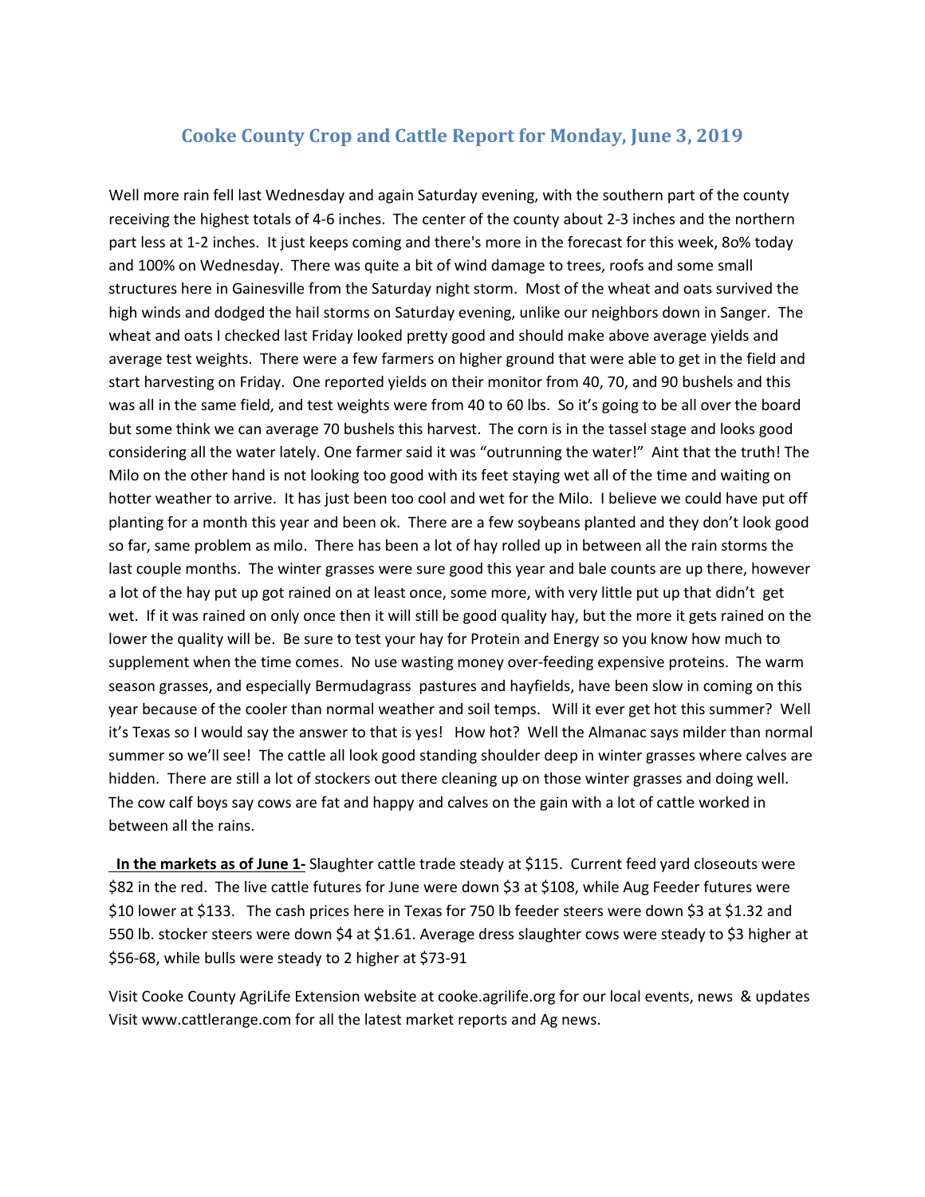# Cooke County Crop and Cattle Report for Monday, June 3, 2019

Well more rain fell last Wednesday and again Saturday evening, with the southern part of the county receiving the highest totals of 4-6 inches. The center of the county about 2-3 inches and the northern part less at 1-2 inches. It just keeps coming and there's more in the forecast for this week, 8o% today and 100% on Wednesday. There was quite a bit of wind damage to trees, roofs and some small structures here in Gainesville from the Saturday night storm. Most of the wheat and oats survived the high winds and dodged the hail storms on Saturday evening, unlike our neighbors down in Sanger. The wheat and oats I checked last Friday looked pretty good and should make above average yields and average test weights. There were a few farmers on higher ground that were able to get in the field and start harvesting on Friday. One reported yields on their monitor from 40, 70, and 90 bushels and this was all in the same field, and test weights were from 40 to 60 lbs. So it's going to be all over the board but some think we can average 70 bushels this harvest. The corn is in the tassel stage and looks good considering all the water lately. One farmer said it was "outrunning the water!" Aint that the truth! The Milo on the other hand is not looking too good with its feet staying wet all of the time and waiting on hotter weather to arrive. It has just been too cool and wet for the Milo. I believe we could have put off planting for a month this year and been ok. There are a few soybeans planted and they don't look good so far, same problem as milo. There has been a lot of hay rolled up in between all the rain storms the last couple months. The winter grasses were sure good this year and bale counts are up there, however a lot of the hay put up got rained on at least once, some more, with very little put up that didn't get wet. If it was rained on only once then it will still be good quality hay, but the more it gets rained on the lower the quality will be. Be sure to test your hay for Protein and Energy so you know how much to supplement when the time comes. No use wasting money over-feeding expensive proteins. The warm season grasses, and especially Bermudagrass pastures and hayfields, have been slow in coming on this year because of the cooler than normal weather and soil temps. Will it ever get hot this summer? Well it's Texas so I would say the answer to that is yes! How hot? Well the Almanac says milder than normal summer so we'll see! The cattle all look good standing shoulder deep in winter grasses where calves are hidden. There are still a lot of stockers out there cleaning up on those winter grasses and doing well. The cow calf boys say cows are fat and happy and calves on the gain with a lot of cattle worked in between all the rains.

**In the markets as of June 1-** Slaughter cattle trade steady at $115. Current feed yard closeouts were $82 in the red. The live cattle futures for June were down $3 at $108, while Aug Feeder futures were $10 lower at $133. The cash prices here in Texas for 750 lb feeder steers were down $3 at $1.32 and 550 lb. stocker steers were down $4 at $1.61. Average dress slaughter cows were steady to $3 higher at $56-68, while bulls were steady to 2 higher at $73-91

Visit Cooke County AgriLife Extension website at cooke.agrilife.org for our local events, news & updates
Visit www.cattlerange.com for all the latest market reports and Ag news.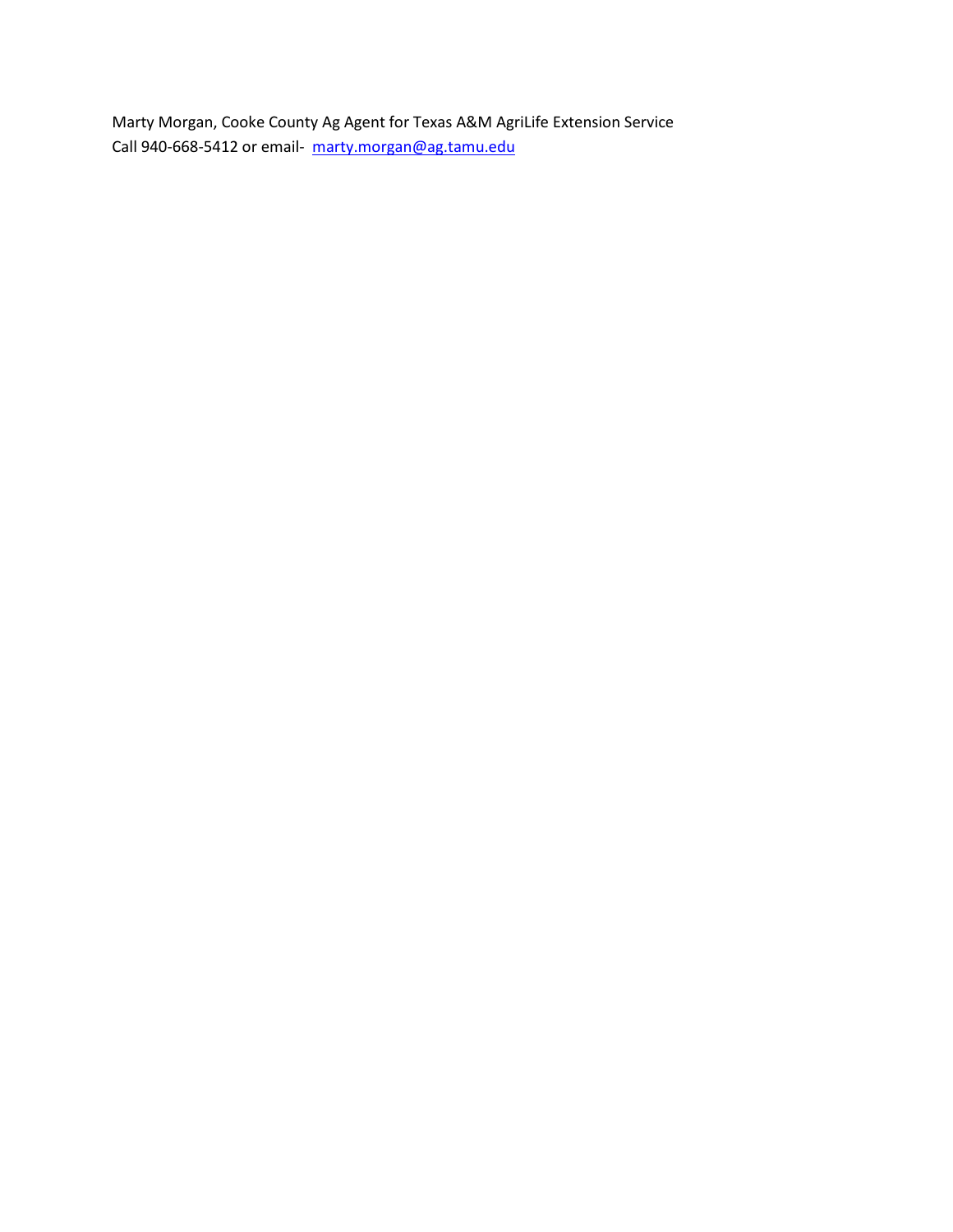Marty Morgan, Cooke County Ag Agent for Texas A&M AgriLife Extension Service
Call 940-668-5412 or email- [marty.morgan@ag.tamu.edu](mailto:marty.morgan@ag.tamu.edu)